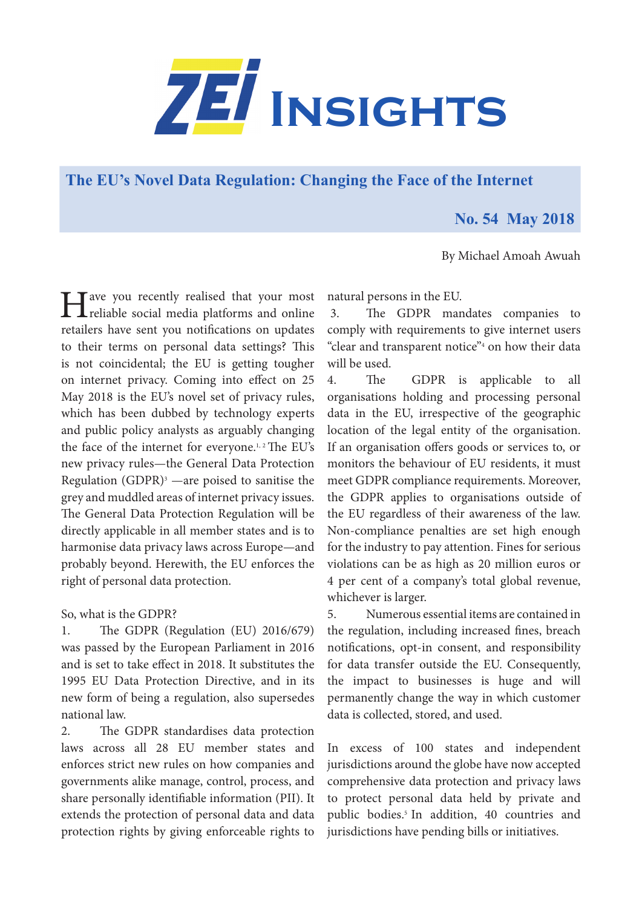# ZEI Insights

## The EU's Novel Data Regulation: Changing the Face of the Internet

**No. 54 May 2018**

By Michael Amoah Awuah

Have you recently realised that your most reliable social media platforms and online retailers have sent you notifications on updates to their terms on personal data settings? This is not coincidental; the EU is getting tougher on internet privacy. Coming into effect on 25 May 2018 is the EU's novel set of privacy rules, which has been dubbed by technology experts and public policy analysts as arguably changing the face of the internet for everyone.[1, 2] The EU's new privacy rules—the General Data Protection Regulation (GDPR)[3] —are poised to sanitise the grey and muddled areas of internet privacy issues. The General Data Protection Regulation will be directly applicable in all member states and is to harmonise data privacy laws across Europe—and probably beyond. Herewith, the EU enforces the right of personal data protection.

So, what is the GDPR?

1. The GDPR (Regulation (EU) 2016/679) was passed by the European Parliament in 2016 and is set to take effect in 2018. It substitutes the 1995 EU Data Protection Directive, and in its new form of being a regulation, also supersedes national law.
2. The GDPR standardises data protection laws across all 28 EU member states and enforces strict new rules on how companies and governments alike manage, control, process, and share personally identifiable information (PII). It extends the protection of personal data and data protection rights by giving enforceable rights to natural persons in the EU.
3. The GDPR mandates companies to comply with requirements to give internet users "clear and transparent notice"[4] on how their data will be used.
4. The GDPR is applicable to all organisations holding and processing personal data in the EU, irrespective of the geographic location of the legal entity of the organisation. If an organisation offers goods or services to, or monitors the behaviour of EU residents, it must meet GDPR compliance requirements. Moreover, the GDPR applies to organisations outside of the EU regardless of their awareness of the law. Non-compliance penalties are set high enough for the industry to pay attention. Fines for serious violations can be as high as 20 million euros or 4 per cent of a company's total global revenue, whichever is larger.
5. Numerous essential items are contained in the regulation, including increased fines, breach notifications, opt-in consent, and responsibility for data transfer outside the EU. Consequently, the impact to businesses is huge and will permanently change the way in which customer data is collected, stored, and used.

In excess of 100 states and independent jurisdictions around the globe have now accepted comprehensive data protection and privacy laws to protect personal data held by private and public bodies.[5] In addition, 40 countries and jurisdictions have pending bills or initiatives.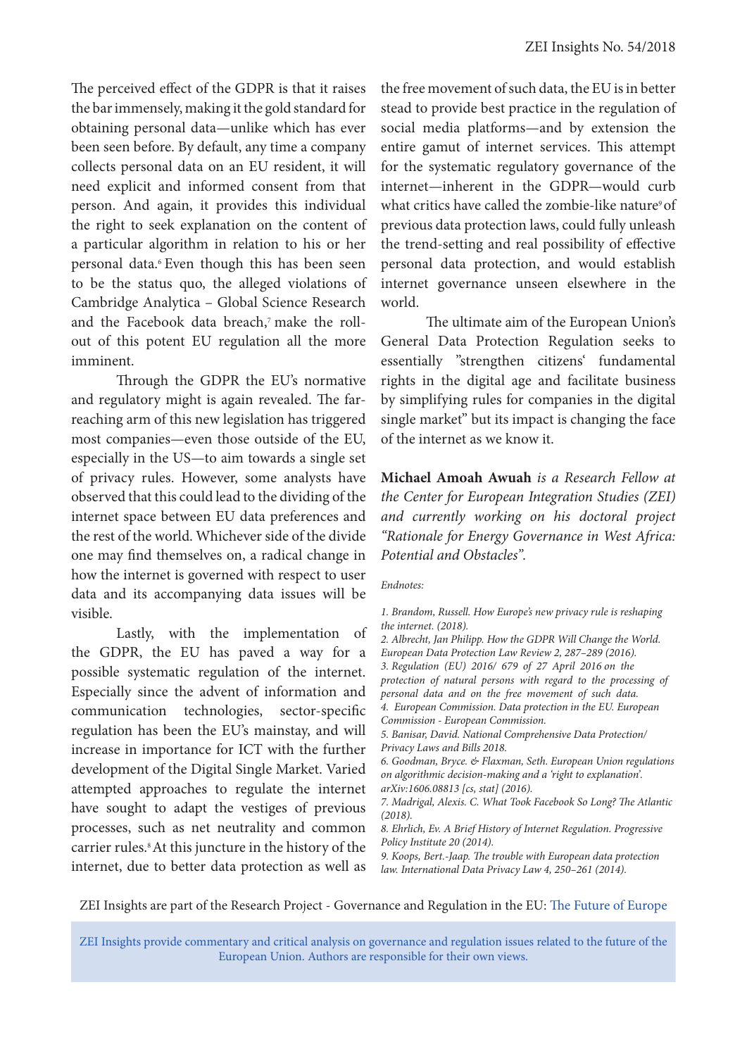The perceived effect of the GDPR is that it raises the bar immensely, making it the gold standard for obtaining personal data—unlike which has ever been seen before. By default, any time a company collects personal data on an EU resident, it will need explicit and informed consent from that person. And again, it provides this individual the right to seek explanation on the content of a particular algorithm in relation to his or her personal data.[6] Even though this has been seen to be the status quo, the alleged violations of Cambridge Analytica – Global Science Research and the Facebook data breach,[7] make the roll-out of this potent EU regulation all the more imminent.

Through the GDPR the EU's normative and regulatory might is again revealed. The far-reaching arm of this new legislation has triggered most companies—even those outside of the EU, especially in the US—to aim towards a single set of privacy rules. However, some analysts have observed that this could lead to the dividing of the internet space between EU data preferences and the rest of the world. Whichever side of the divide one may find themselves on, a radical change in how the internet is governed with respect to user data and its accompanying data issues will be visible.

Lastly, with the implementation of the GDPR, the EU has paved a way for a possible systematic regulation of the internet. Especially since the advent of information and communication technologies, sector-specific regulation has been the EU's mainstay, and will increase in importance for ICT with the further development of the Digital Single Market. Varied attempted approaches to regulate the internet have sought to adapt the vestiges of previous processes, such as net neutrality and common carrier rules.[8] At this juncture in the history of the internet, due to better data protection as well as the free movement of such data, the EU is in better stead to provide best practice in the regulation of social media platforms—and by extension the entire gamut of internet services. This attempt for the systematic regulatory governance of the internet—inherent in the GDPR—would curb what critics have called the zombie-like nature[9] of previous data protection laws, could fully unleash the trend-setting and real possibility of effective personal data protection, and would establish internet governance unseen elsewhere in the world.

The ultimate aim of the European Union's General Data Protection Regulation seeks to essentially "strengthen citizens' fundamental rights in the digital age and facilitate business by simplifying rules for companies in the digital single market" but its impact is changing the face of the internet as we know it.

**Michael Amoah Awuah** *is a Research Fellow at the Center for European Integration Studies (ZEI) and currently working on his doctoral project "Rationale for Energy Governance in West Africa: Potential and Obstacles".*

*Endnotes:*

*1. Brandom, Russell. How Europe's new privacy rule is reshaping the internet. (2018).*
*2. Albrecht, Jan Philipp. How the GDPR Will Change the World. European Data Protection Law Review 2, 287–289 (2016).*
*3. Regulation (EU) 2016/ 679 of 27 April 2016 on the protection of natural persons with regard to the processing of personal data and on the free movement of such data.*
*4. European Commission. Data protection in the EU. European Commission - European Commission.*
*5. Banisar, David. National Comprehensive Data Protection/ Privacy Laws and Bills 2018.*
*6. Goodman, Bryce. & Flaxman, Seth. European Union regulations on algorithmic decision-making and a 'right to explanation'. arXiv:1606.08813 [cs, stat] (2016).*
*7. Madrigal, Alexis. C. What Took Facebook So Long? The Atlantic (2018).*
*8. Ehrlich, Ev. A Brief History of Internet Regulation. Progressive Policy Institute 20 (2014).*
*9. Koops, Bert.-Jaap. The trouble with European data protection law. International Data Privacy Law 4, 250–261 (2014).*

ZEI Insights are part of the Research Project - Governance and Regulation in the EU: The Future of Europe

ZEI Insights provide commentary and critical analysis on governance and regulation issues related to the future of the European Union. Authors are responsible for their own views.